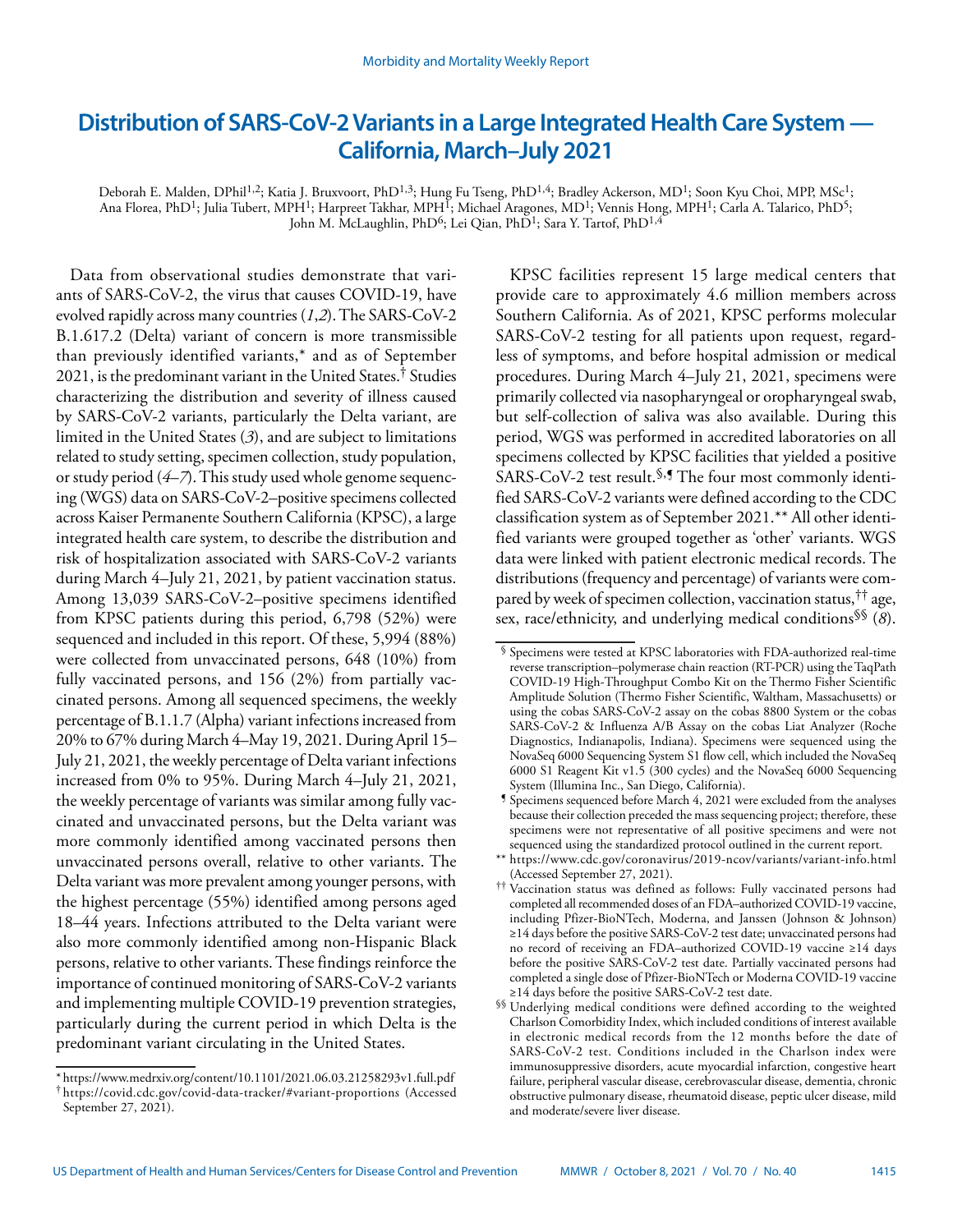# Distribution of SARS-CoV-2 Variants in a Large Integrated Health Care System — California, March–July 2021

Deborah E. Malden, DPhil[1,2]; Katia J. Bruxvoort, PhD[1,3]; Hung Fu Tseng, PhD[1,4]; Bradley Ackerson, MD[1]; Soon Kyu Choi, MPP, MSc[1]; Ana Florea, PhD[1]; Julia Tubert, MPH[1]; Harpreet Takhar, MPH[1]; Michael Aragones, MD[1]; Vennis Hong, MPH[1]; Carla A. Talarico, PhD[5]; John M. McLaughlin, PhD[6]; Lei Qian, PhD[1]; Sara Y. Tartof, PhD[1,4]

Data from observational studies demonstrate that variants of SARS-CoV-2, the virus that causes COVID-19, have evolved rapidly across many countries (*1*,*2*). The SARS-CoV-2 B.1.617.2 (Delta) variant of concern is more transmissible than previously identified variants,* and as of September 2021, is the predominant variant in the United States.† Studies characterizing the distribution and severity of illness caused by SARS-CoV-2 variants, particularly the Delta variant, are limited in the United States (*3*), and are subject to limitations related to study setting, specimen collection, study population, or study period (*4*–*7*). This study used whole genome sequencing (WGS) data on SARS-CoV-2–positive specimens collected across Kaiser Permanente Southern California (KPSC), a large integrated health care system, to describe the distribution and risk of hospitalization associated with SARS-CoV-2 variants during March 4–July 21, 2021, by patient vaccination status. Among 13,039 SARS-CoV-2–positive specimens identified from KPSC patients during this period, 6,798 (52%) were sequenced and included in this report. Of these, 5,994 (88%) were collected from unvaccinated persons, 648 (10%) from fully vaccinated persons, and 156 (2%) from partially vaccinated persons. Among all sequenced specimens, the weekly percentage of B.1.1.7 (Alpha) variant infections increased from 20% to 67% during March 4–May 19, 2021. During April 15–July 21, 2021, the weekly percentage of Delta variant infections increased from 0% to 95%. During March 4–July 21, 2021, the weekly percentage of variants was similar among fully vaccinated and unvaccinated persons, but the Delta variant was more commonly identified among vaccinated persons then unvaccinated persons overall, relative to other variants. The Delta variant was more prevalent among younger persons, with the highest percentage (55%) identified among persons aged 18–44 years. Infections attributed to the Delta variant were also more commonly identified among non-Hispanic Black persons, relative to other variants. These findings reinforce the importance of continued monitoring of SARS-CoV-2 variants and implementing multiple COVID-19 prevention strategies, particularly during the current period in which Delta is the predominant variant circulating in the United States.

KPSC facilities represent 15 large medical centers that provide care to approximately 4.6 million members across Southern California. As of 2021, KPSC performs molecular SARS-CoV-2 testing for all patients upon request, regardless of symptoms, and before hospital admission or medical procedures. During March 4–July 21, 2021, specimens were primarily collected via nasopharyngeal or oropharyngeal swab, but self-collection of saliva was also available. During this period, WGS was performed in accredited laboratories on all specimens collected by KPSC facilities that yielded a positive SARS-CoV-2 test result.§,¶ The four most commonly identified SARS-CoV-2 variants were defined according to the CDC classification system as of September 2021.** All other identified variants were grouped together as 'other' variants. WGS data were linked with patient electronic medical records. The distributions (frequency and percentage) of variants were compared by week of specimen collection, vaccination status,†† age, sex, race/ethnicity, and underlying medical conditions§§ (*8*).

---

\* https://www.medrxiv.org/content/10.1101/2021.06.03.21258293v1.full.pdf

† https://covid.cdc.gov/covid-data-tracker/#variant-proportions (Accessed September 27, 2021).

§ Specimens were tested at KPSC laboratories with FDA-authorized real-time reverse transcription–polymerase chain reaction (RT-PCR) using the TaqPath COVID-19 High-Throughput Combo Kit on the Thermo Fisher Scientific Amplitude Solution (Thermo Fisher Scientific, Waltham, Massachusetts) or using the cobas SARS-CoV-2 assay on the cobas 8800 System or the cobas SARS-CoV-2 & Influenza A/B Assay on the cobas Liat Analyzer (Roche Diagnostics, Indianapolis, Indiana). Specimens were sequenced using the NovaSeq 6000 Sequencing System S1 flow cell, which included the NovaSeq 6000 S1 Reagent Kit v1.5 (300 cycles) and the NovaSeq 6000 Sequencing System (Illumina Inc., San Diego, California).

¶ Specimens sequenced before March 4, 2021 were excluded from the analyses because their collection preceded the mass sequencing project; therefore, these specimens were not representative of all positive specimens and were not sequenced using the standardized protocol outlined in the current report.

** https://www.cdc.gov/coronavirus/2019-ncov/variants/variant-info.html (Accessed September 27, 2021).

†† Vaccination status was defined as follows: Fully vaccinated persons had completed all recommended doses of an FDA–authorized COVID-19 vaccine, including Pfizer-BioNTech, Moderna, and Janssen (Johnson & Johnson) ≥14 days before the positive SARS-CoV-2 test date; unvaccinated persons had no record of receiving an FDA–authorized COVID-19 vaccine ≥14 days before the positive SARS-CoV-2 test date. Partially vaccinated persons had completed a single dose of Pfizer-BioNTech or Moderna COVID-19 vaccine ≥14 days before the positive SARS-CoV-2 test date.

§§ Underlying medical conditions were defined according to the weighted Charlson Comorbidity Index, which included conditions of interest available in electronic medical records from the 12 months before the date of SARS-CoV-2 test. Conditions included in the Charlson index were immunosuppressive disorders, acute myocardial infarction, congestive heart failure, peripheral vascular disease, cerebrovascular disease, dementia, chronic obstructive pulmonary disease, rheumatoid disease, peptic ulcer disease, mild and moderate/severe liver disease.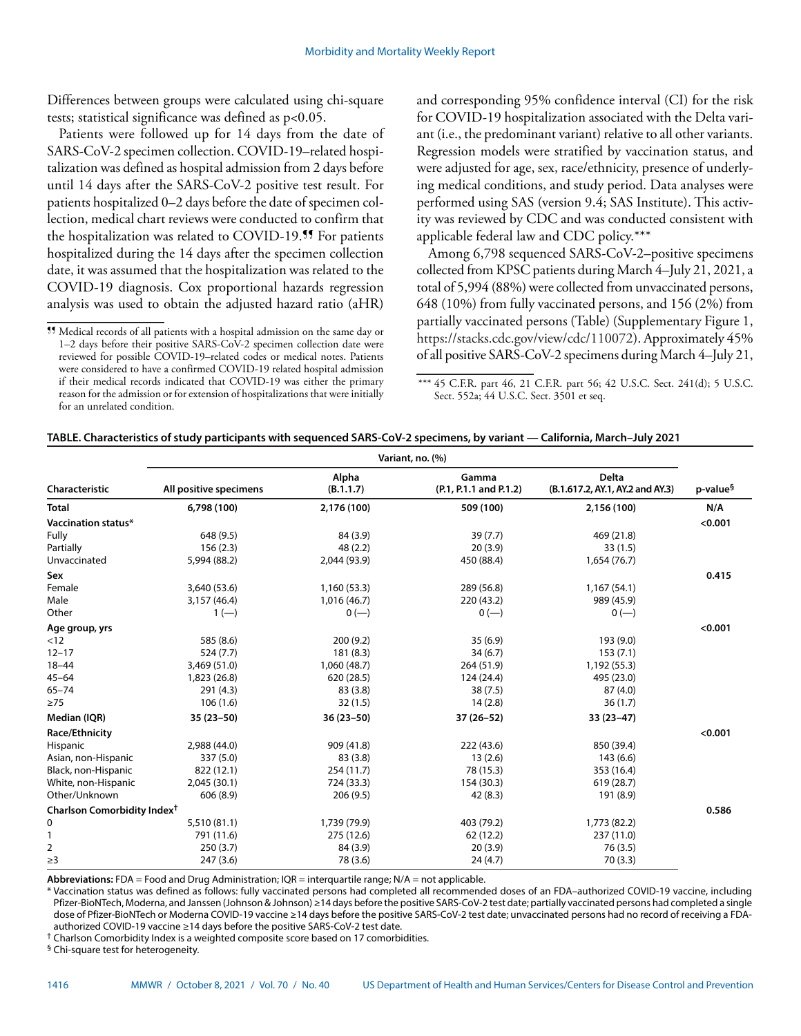Differences between groups were calculated using chi-square tests; statistical significance was defined as $p<0.05$.

Patients were followed up for 14 days from the date of SARS-CoV-2 specimen collection. COVID-19–related hospitalization was defined as hospital admission from 2 days before until 14 days after the SARS-CoV-2 positive test result. For patients hospitalized 0–2 days before the date of specimen collection, medical chart reviews were conducted to confirm that the hospitalization was related to COVID-19.¶¶ For patients hospitalized during the 14 days after the specimen collection date, it was assumed that the hospitalization was related to the COVID-19 diagnosis. Cox proportional hazards regression analysis was used to obtain the adjusted hazard ratio (aHR) and corresponding 95% confidence interval (CI) for the risk for COVID-19 hospitalization associated with the Delta variant (i.e., the predominant variant) relative to all other variants. Regression models were stratified by vaccination status, and were adjusted for age, sex, race/ethnicity, presence of underlying medical conditions, and study period. Data analyses were performed using SAS (version 9.4; SAS Institute). This activity was reviewed by CDC and was conducted consistent with applicable federal law and CDC policy.***

Among 6,798 sequenced SARS-CoV-2–positive specimens collected from KPSC patients during March 4–July 21, 2021, a total of 5,994 (88%) were collected from unvaccinated persons, 648 (10%) from fully vaccinated persons, and 156 (2%) from partially vaccinated persons (Table) (Supplementary Figure 1, https://stacks.cdc.gov/view/cdc/110072). Approximately 45% of all positive SARS-CoV-2 specimens during March 4–July 21,

¶¶ Medical records of all patients with a hospital admission on the same day or 1–2 days before their positive SARS-CoV-2 specimen collection date were reviewed for possible COVID-19–related codes or medical notes. Patients were considered to have a confirmed COVID-19 related hospital admission if their medical records indicated that COVID-19 was either the primary reason for the admission or for extension of hospitalizations that were initially for an unrelated condition.

*** 45 C.F.R. part 46, 21 C.F.R. part 56; 42 U.S.C. Sect. 241(d); 5 U.S.C. Sect. 552a; 44 U.S.C. Sect. 3501 et seq.

**TABLE. Characteristics of study participants with sequenced SARS-CoV-2 specimens, by variant — California, March–July 2021**

| Characteristic | Variant, no. (%) | | | | |
|---|---|---|---|---|---|
| | All positive specimens | Alpha (B.1.1.7) | Gamma (P.1, P.1.1 and P.1.2) | Delta (B.1.617.2, AY.1, AY.2 and AY.3) | p-value§ |
| **Total** | **6,798 (100)** | **2,176 (100)** | **509 (100)** | **2,156 (100)** | **N/A** |
| **Vaccination status*** | | | | | **<0.001** |
| Fully | 648 (9.5) | 84 (3.9) | 39 (7.7) | 469 (21.8) | |
| Partially | 156 (2.3) | 48 (2.2) | 20 (3.9) | 33 (1.5) | |
| Unvaccinated | 5,994 (88.2) | 2,044 (93.9) | 450 (88.4) | 1,654 (76.7) | |
| **Sex** | | | | | **0.415** |
| Female | 3,640 (53.6) | 1,160 (53.3) | 289 (56.8) | 1,167 (54.1) | |
| Male | 3,157 (46.4) | 1,016 (46.7) | 220 (43.2) | 989 (45.9) | |
| Other | 1 (—) | 0 (—) | 0 (—) | 0 (—) | |
| **Age group, yrs** | | | | | **<0.001** |
| <12 | 585 (8.6) | 200 (9.2) | 35 (6.9) | 193 (9.0) | |
| 12–17 | 524 (7.7) | 181 (8.3) | 34 (6.7) | 153 (7.1) | |
| 18–44 | 3,469 (51.0) | 1,060 (48.7) | 264 (51.9) | 1,192 (55.3) | |
| 45–64 | 1,823 (26.8) | 620 (28.5) | 124 (24.4) | 495 (23.0) | |
| 65–74 | 291 (4.3) | 83 (3.8) | 38 (7.5) | 87 (4.0) | |
| ≥75 | 106 (1.6) | 32 (1.5) | 14 (2.8) | 36 (1.7) | |
| **Median (IQR)** | **35 (23–50)** | **36 (23–50)** | **37 (26–52)** | **33 (23–47)** | |
| **Race/Ethnicity** | | | | | **<0.001** |
| Hispanic | 2,988 (44.0) | 909 (41.8) | 222 (43.6) | 850 (39.4) | |
| Asian, non-Hispanic | 337 (5.0) | 83 (3.8) | 13 (2.6) | 143 (6.6) | |
| Black, non-Hispanic | 822 (12.1) | 254 (11.7) | 78 (15.3) | 353 (16.4) | |
| White, non-Hispanic | 2,045 (30.1) | 724 (33.3) | 154 (30.3) | 619 (28.7) | |
| Other/Unknown | 606 (8.9) | 206 (9.5) | 42 (8.3) | 191 (8.9) | |
| **Charlson Comorbidity Index†** | | | | | **0.586** |
| 0 | 5,510 (81.1) | 1,739 (79.9) | 403 (79.2) | 1,773 (82.2) | |
| 1 | 791 (11.6) | 275 (12.6) | 62 (12.2) | 237 (11.0) | |
| 2 | 250 (3.7) | 84 (3.9) | 20 (3.9) | 76 (3.5) | |
| ≥3 | 247 (3.6) | 78 (3.6) | 24 (4.7) | 70 (3.3) | |

**Abbreviations:** FDA = Food and Drug Administration; IQR = interquartile range; N/A = not applicable.

\* Vaccination status was defined as follows: fully vaccinated persons had completed all recommended doses of an FDA–authorized COVID-19 vaccine, including Pfizer-BioNTech, Moderna, and Janssen (Johnson & Johnson) ≥14 days before the positive SARS-CoV-2 test date; partially vaccinated persons had completed a single dose of Pfizer-BioNTech or Moderna COVID-19 vaccine ≥14 days before the positive SARS-CoV-2 test date; unvaccinated persons had no record of receiving a FDA-authorized COVID-19 vaccine ≥14 days before the positive SARS-CoV-2 test date.

† Charlson Comorbidity Index is a weighted composite score based on 17 comorbidities.

§ Chi-square test for heterogeneity.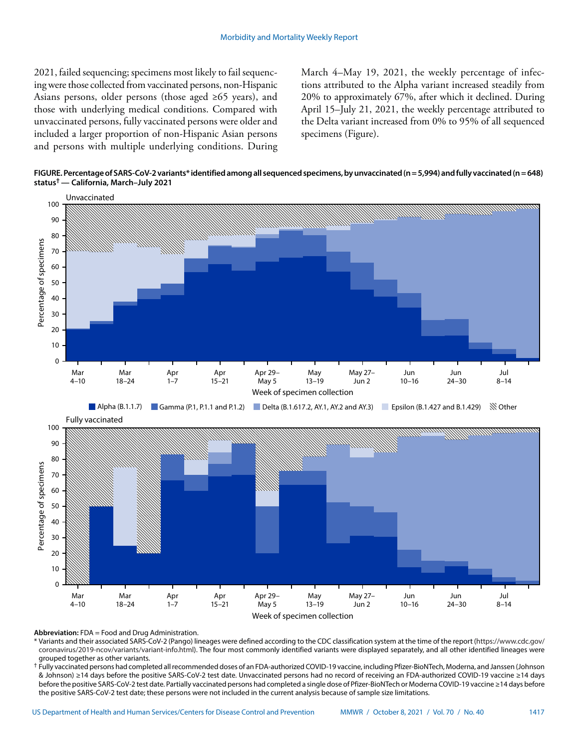2021, failed sequencing; specimens most likely to fail sequencing were those collected from vaccinated persons, non-Hispanic Asians persons, older persons (those aged ≥65 years), and those with underlying medical conditions. Compared with unvaccinated persons, fully vaccinated persons were older and included a larger proportion of non-Hispanic Asian persons and persons with multiple underlying conditions. During March 4–May 19, 2021, the weekly percentage of infections attributed to the Alpha variant increased steadily from 20% to approximately 67%, after which it declined. During April 15–July 21, 2021, the weekly percentage attributed to the Delta variant increased from 0% to 95% of all sequenced specimens (Figure).

**FIGURE. Percentage of SARS-CoV-2 variants* identified among all sequenced specimens, by unvaccinated (n = 5,994) and fully vaccinated (n = 648) status† — California, March–July 2021**

**Abbreviation:** FDA = Food and Drug Administration.

\* Variants and their associated SARS-CoV-2 (Pango) lineages were defined according to the CDC classification system at the time of the report (https://www.cdc.gov/coronavirus/2019-ncov/variants/variant-info.html). The four most commonly identified variants were displayed separately, and all other identified lineages were grouped together as other variants.

† Fully vaccinated persons had completed all recommended doses of an FDA-authorized COVID-19 vaccine, including Pfizer-BioNTech, Moderna, and Janssen (Johnson & Johnson) ≥14 days before the positive SARS-CoV-2 test date. Unvaccinated persons had no record of receiving an FDA-authorized COVID-19 vaccine ≥14 days before the positive SARS-CoV-2 test date. Partially vaccinated persons had completed a single dose of Pfizer-BioNTech or Moderna COVID-19 vaccine ≥14 days before the positive SARS-CoV-2 test date; these persons were not included in the current analysis because of sample size limitations.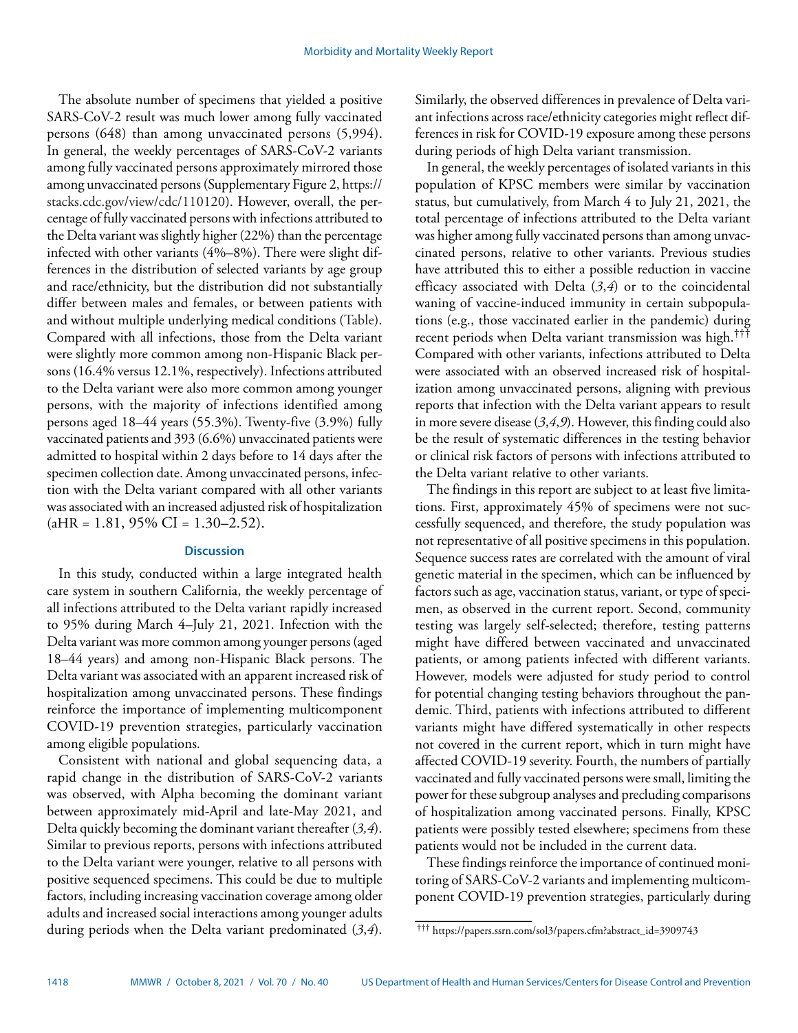The absolute number of specimens that yielded a positive SARS-CoV-2 result was much lower among fully vaccinated persons (648) than among unvaccinated persons (5,994). In general, the weekly percentages of SARS-CoV-2 variants among fully vaccinated persons approximately mirrored those among unvaccinated persons (Supplementary Figure 2, https://stacks.cdc.gov/view/cdc/110120). However, overall, the percentage of fully vaccinated persons with infections attributed to the Delta variant was slightly higher (22%) than the percentage infected with other variants (4%–8%). There were slight differences in the distribution of selected variants by age group and race/ethnicity, but the distribution did not substantially differ between males and females, or between patients with and without multiple underlying medical conditions (Table). Compared with all infections, those from the Delta variant were slightly more common among non-Hispanic Black persons (16.4% versus 12.1%, respectively). Infections attributed to the Delta variant were also more common among younger persons, with the majority of infections identified among persons aged 18–44 years (55.3%). Twenty-five (3.9%) fully vaccinated patients and 393 (6.6%) unvaccinated patients were admitted to hospital within 2 days before to 14 days after the specimen collection date. Among unvaccinated persons, infection with the Delta variant compared with all other variants was associated with an increased adjusted risk of hospitalization (aHR = 1.81, 95% CI = 1.30–2.52).

## Discussion

In this study, conducted within a large integrated health care system in southern California, the weekly percentage of all infections attributed to the Delta variant rapidly increased to 95% during March 4–July 21, 2021. Infection with the Delta variant was more common among younger persons (aged 18–44 years) and among non-Hispanic Black persons. The Delta variant was associated with an apparent increased risk of hospitalization among unvaccinated persons. These findings reinforce the importance of implementing multicomponent COVID-19 prevention strategies, particularly vaccination among eligible populations.

Consistent with national and global sequencing data, a rapid change in the distribution of SARS-CoV-2 variants was observed, with Alpha becoming the dominant variant between approximately mid-April and late-May 2021, and Delta quickly becoming the dominant variant thereafter (*3,4*). Similar to previous reports, persons with infections attributed to the Delta variant were younger, relative to all persons with positive sequenced specimens. This could be due to multiple factors, including increasing vaccination coverage among older adults and increased social interactions among younger adults during periods when the Delta variant predominated (*3*,*4*). Similarly, the observed differences in prevalence of Delta variant infections across race/ethnicity categories might reflect differences in risk for COVID-19 exposure among these persons during periods of high Delta variant transmission.

In general, the weekly percentages of isolated variants in this population of KPSC members were similar by vaccination status, but cumulatively, from March 4 to July 21, 2021, the total percentage of infections attributed to the Delta variant was higher among fully vaccinated persons than among unvaccinated persons, relative to other variants. Previous studies have attributed this to either a possible reduction in vaccine efficacy associated with Delta (*3*,*4*) or to the coincidental waning of vaccine-induced immunity in certain subpopulations (e.g., those vaccinated earlier in the pandemic) during recent periods when Delta variant transmission was high.[†††] Compared with other variants, infections attributed to Delta were associated with an observed increased risk of hospitalization among unvaccinated persons, aligning with previous reports that infection with the Delta variant appears to result in more severe disease (*3*,*4*,*9*). However, this finding could also be the result of systematic differences in the testing behavior or clinical risk factors of persons with infections attributed to the Delta variant relative to other variants.

The findings in this report are subject to at least five limitations. First, approximately 45% of specimens were not successfully sequenced, and therefore, the study population was not representative of all positive specimens in this population. Sequence success rates are correlated with the amount of viral genetic material in the specimen, which can be influenced by factors such as age, vaccination status, variant, or type of specimen, as observed in the current report. Second, community testing was largely self-selected; therefore, testing patterns might have differed between vaccinated and unvaccinated patients, or among patients infected with different variants. However, models were adjusted for study period to control for potential changing testing behaviors throughout the pandemic. Third, patients with infections attributed to different variants might have differed systematically in other respects not covered in the current report, which in turn might have affected COVID-19 severity. Fourth, the numbers of partially vaccinated and fully vaccinated persons were small, limiting the power for these subgroup analyses and precluding comparisons of hospitalization among vaccinated persons. Finally, KPSC patients were possibly tested elsewhere; specimens from these patients would not be included in the current data.

These findings reinforce the importance of continued monitoring of SARS-CoV-2 variants and implementing multicomponent COVID-19 prevention strategies, particularly during

[†††] https://papers.ssrn.com/sol3/papers.cfm?abstract_id=3909743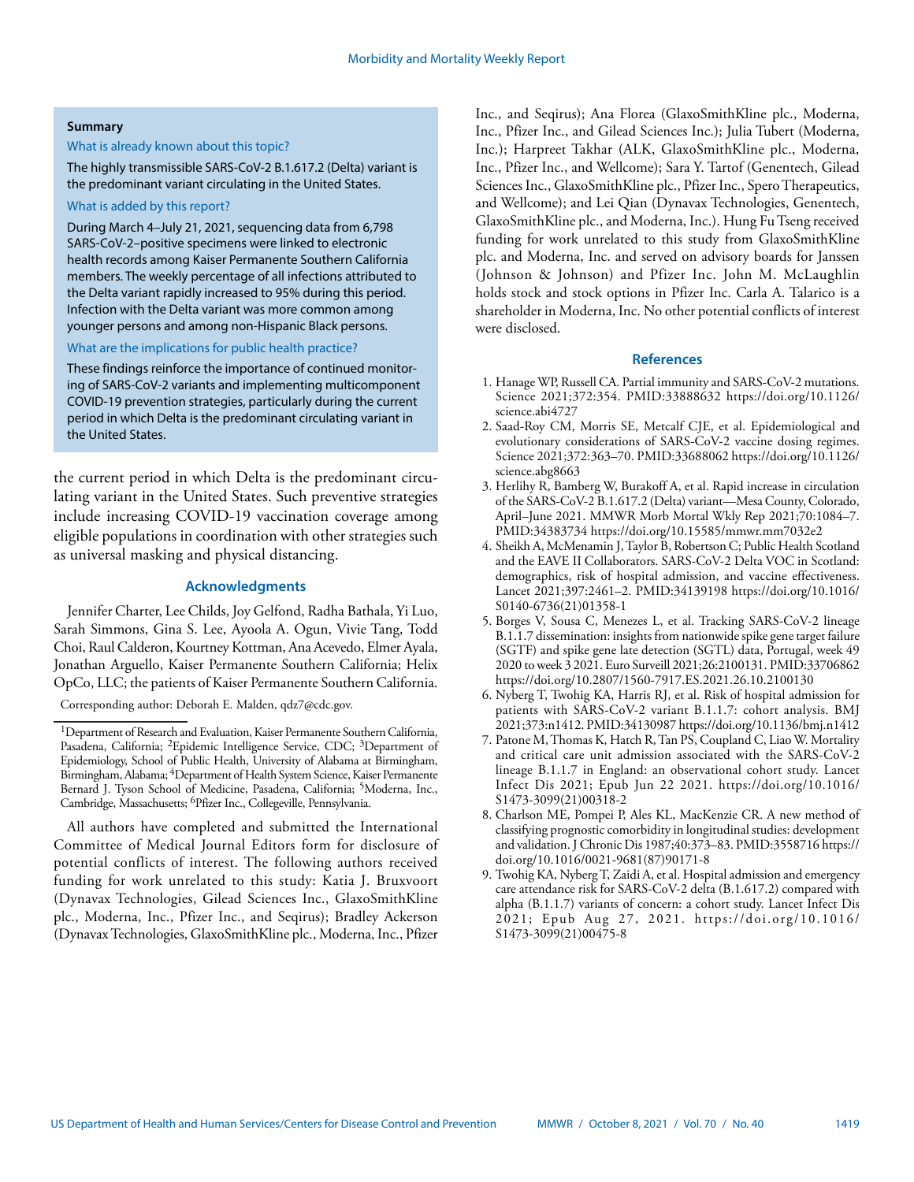**Summary**

What is already known about this topic?

The highly transmissible SARS-CoV-2 B.1.617.2 (Delta) variant is the predominant variant circulating in the United States.

What is added by this report?

During March 4–July 21, 2021, sequencing data from 6,798 SARS-CoV-2–positive specimens were linked to electronic health records among Kaiser Permanente Southern California members. The weekly percentage of all infections attributed to the Delta variant rapidly increased to 95% during this period. Infection with the Delta variant was more common among younger persons and among non-Hispanic Black persons.

What are the implications for public health practice?

These findings reinforce the importance of continued monitoring of SARS-CoV-2 variants and implementing multicomponent COVID-19 prevention strategies, particularly during the current period in which Delta is the predominant circulating variant in the United States.

the current period in which Delta is the predominant circulating variant in the United States. Such preventive strategies include increasing COVID-19 vaccination coverage among eligible populations in coordination with other strategies such as universal masking and physical distancing.

## Acknowledgments

Jennifer Charter, Lee Childs, Joy Gelfond, Radha Bathala, Yi Luo, Sarah Simmons, Gina S. Lee, Ayoola A. Ogun, Vivie Tang, Todd Choi, Raul Calderon, Kourtney Kottman, Ana Acevedo, Elmer Ayala, Jonathan Arguello, Kaiser Permanente Southern California; Helix OpCo, LLC; the patients of Kaiser Permanente Southern California.

Corresponding author: Deborah E. Malden, qdz7@cdc.gov.

[1]Department of Research and Evaluation, Kaiser Permanente Southern California, Pasadena, California; [2]Epidemic Intelligence Service, CDC; [3]Department of Epidemiology, School of Public Health, University of Alabama at Birmingham, Birmingham, Alabama; [4]Department of Health System Science, Kaiser Permanente Bernard J. Tyson School of Medicine, Pasadena, California; [5]Moderna, Inc., Cambridge, Massachusetts; [6]Pfizer Inc., Collegeville, Pennsylvania.

All authors have completed and submitted the International Committee of Medical Journal Editors form for disclosure of potential conflicts of interest. The following authors received funding for work unrelated to this study: Katia J. Bruxvoort (Dynavax Technologies, Gilead Sciences Inc., GlaxoSmithKline plc., Moderna, Inc., Pfizer Inc., and Seqirus); Bradley Ackerson (Dynavax Technologies, GlaxoSmithKline plc., Moderna, Inc., Pfizer Inc., and Seqirus); Ana Florea (GlaxoSmithKline plc., Moderna, Inc., Pfizer Inc., and Gilead Sciences Inc.); Julia Tubert (Moderna, Inc.); Harpreet Takhar (ALK, GlaxoSmithKline plc., Moderna, Inc., Pfizer Inc., and Wellcome); Sara Y. Tartof (Genentech, Gilead Sciences Inc., GlaxoSmithKline plc., Pfizer Inc., Spero Therapeutics, and Wellcome); and Lei Qian (Dynavax Technologies, Genentech, GlaxoSmithKline plc., and Moderna, Inc.). Hung Fu Tseng received funding for work unrelated to this study from GlaxoSmithKline plc. and Moderna, Inc. and served on advisory boards for Janssen (Johnson & Johnson) and Pfizer Inc. John M. McLaughlin holds stock and stock options in Pfizer Inc. Carla A. Talarico is a shareholder in Moderna, Inc. No other potential conflicts of interest were disclosed.

## References

1. Hanage WP, Russell CA. Partial immunity and SARS-CoV-2 mutations. Science 2021;372:354. PMID:33888632 https://doi.org/10.1126/science.abi4727
2. Saad-Roy CM, Morris SE, Metcalf CJE, et al. Epidemiological and evolutionary considerations of SARS-CoV-2 vaccine dosing regimes. Science 2021;372:363–70. PMID:33688062 https://doi.org/10.1126/science.abg8663
3. Herlihy R, Bamberg W, Burakoff A, et al. Rapid increase in circulation of the SARS-CoV-2 B.1.617.2 (Delta) variant—Mesa County, Colorado, April–June 2021. MMWR Morb Mortal Wkly Rep 2021;70:1084–7. PMID:34383734 https://doi.org/10.15585/mmwr.mm7032e2
4. Sheikh A, McMenamin J, Taylor B, Robertson C; Public Health Scotland and the EAVE II Collaborators. SARS-CoV-2 Delta VOC in Scotland: demographics, risk of hospital admission, and vaccine effectiveness. Lancet 2021;397:2461–2. PMID:34139198 https://doi.org/10.1016/S0140-6736(21)01358-1
5. Borges V, Sousa C, Menezes L, et al. Tracking SARS-CoV-2 lineage B.1.1.7 dissemination: insights from nationwide spike gene target failure (SGTF) and spike gene late detection (SGTL) data, Portugal, week 49 2020 to week 3 2021. Euro Surveill 2021;26:2100131. PMID:33706862 https://doi.org/10.2807/1560-7917.ES.2021.26.10.2100130
6. Nyberg T, Twohig KA, Harris RJ, et al. Risk of hospital admission for patients with SARS-CoV-2 variant B.1.1.7: cohort analysis. BMJ 2021;373:n1412. PMID:34130987 https://doi.org/10.1136/bmj.n1412
7. Patone M, Thomas K, Hatch R, Tan PS, Coupland C, Liao W. Mortality and critical care unit admission associated with the SARS-CoV-2 lineage B.1.1.7 in England: an observational cohort study. Lancet Infect Dis 2021; Epub Jun 22 2021. https://doi.org/10.1016/S1473-3099(21)00318-2
8. Charlson ME, Pompei P, Ales KL, MacKenzie CR. A new method of classifying prognostic comorbidity in longitudinal studies: development and validation. J Chronic Dis 1987;40:373–83. PMID:3558716 https://doi.org/10.1016/0021-9681(87)90171-8
9. Twohig KA, Nyberg T, Zaidi A, et al. Hospital admission and emergency care attendance risk for SARS-CoV-2 delta (B.1.617.2) compared with alpha (B.1.1.7) variants of concern: a cohort study. Lancet Infect Dis 2021; Epub Aug 27, 2021. https://doi.org/10.1016/S1473-3099(21)00475-8